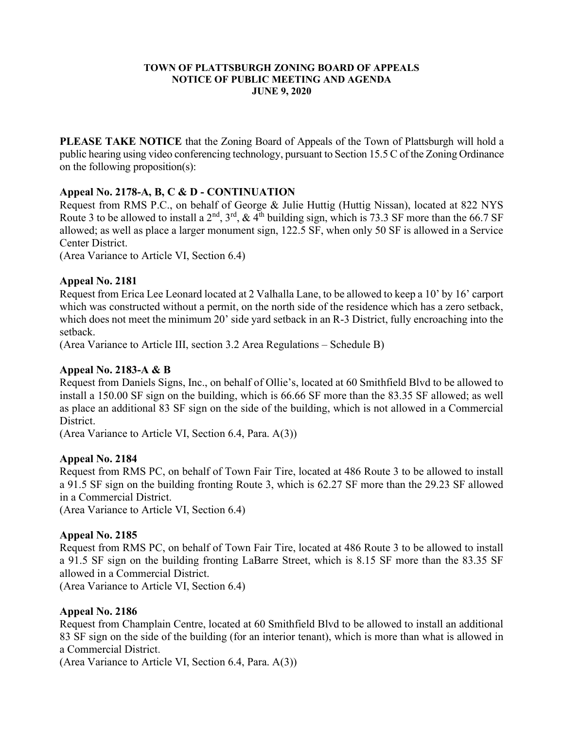**TOWN OF PLATTSBURGH ZONING BOARD OF APPEALS**
**NOTICE OF PUBLIC MEETING AND AGENDA**
**JUNE 9, 2020**

**PLEASE TAKE NOTICE** that the Zoning Board of Appeals of the Town of Plattsburgh will hold a public hearing using video conferencing technology, pursuant to Section 15.5 C of the Zoning Ordinance on the following proposition(s):

**Appeal No. 2178-A, B, C & D - CONTINUATION**

Request from RMS P.C., on behalf of George & Julie Huttig (Huttig Nissan), located at 822 NYS Route 3 to be allowed to install a 2nd, 3rd, & 4th building sign, which is 73.3 SF more than the 66.7 SF allowed; as well as place a larger monument sign, 122.5 SF, when only 50 SF is allowed in a Service Center District.

(Area Variance to Article VI, Section 6.4)

**Appeal No. 2181**

Request from Erica Lee Leonard located at 2 Valhalla Lane, to be allowed to keep a 10' by 16' carport which was constructed without a permit, on the north side of the residence which has a zero setback, which does not meet the minimum 20' side yard setback in an R-3 District, fully encroaching into the setback.

(Area Variance to Article III, section 3.2 Area Regulations – Schedule B)

**Appeal No. 2183-A & B**

Request from Daniels Signs, Inc., on behalf of Ollie's, located at 60 Smithfield Blvd to be allowed to install a 150.00 SF sign on the building, which is 66.66 SF more than the 83.35 SF allowed; as well as place an additional 83 SF sign on the side of the building, which is not allowed in a Commercial District.

(Area Variance to Article VI, Section 6.4, Para. A(3))

**Appeal No. 2184**

Request from RMS PC, on behalf of Town Fair Tire, located at 486 Route 3 to be allowed to install a 91.5 SF sign on the building fronting Route 3, which is 62.27 SF more than the 29.23 SF allowed in a Commercial District.

(Area Variance to Article VI, Section 6.4)

**Appeal No. 2185**

Request from RMS PC, on behalf of Town Fair Tire, located at 486 Route 3 to be allowed to install a 91.5 SF sign on the building fronting LaBarre Street, which is 8.15 SF more than the 83.35 SF allowed in a Commercial District.

(Area Variance to Article VI, Section 6.4)

**Appeal No. 2186**

Request from Champlain Centre, located at 60 Smithfield Blvd to be allowed to install an additional 83 SF sign on the side of the building (for an interior tenant), which is more than what is allowed in a Commercial District.

(Area Variance to Article VI, Section 6.4, Para. A(3))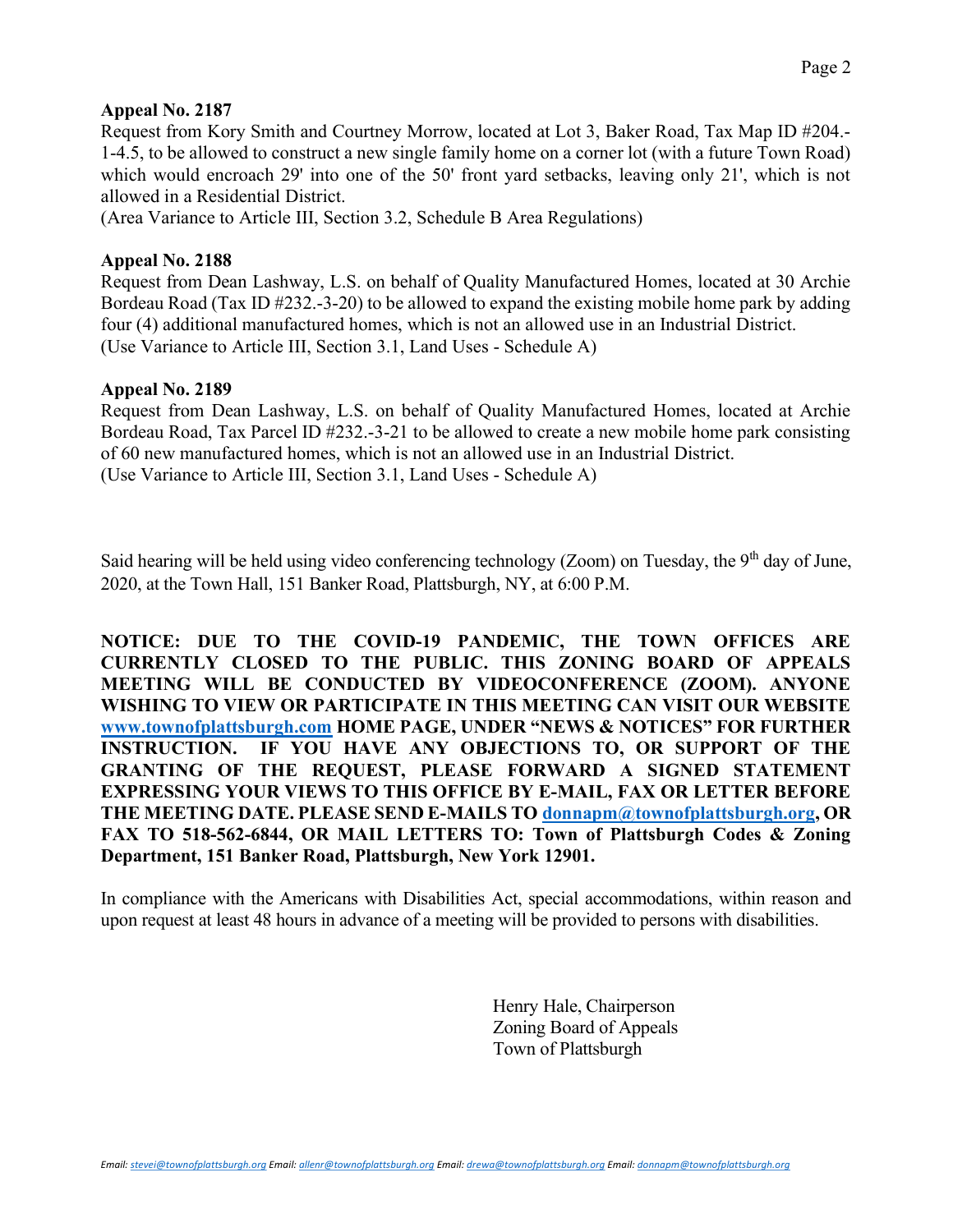**Appeal No. 2187**

Request from Kory Smith and Courtney Morrow, located at Lot 3, Baker Road, Tax Map ID #204.-1-4.5, to be allowed to construct a new single family home on a corner lot (with a future Town Road) which would encroach 29' into one of the 50' front yard setbacks, leaving only 21', which is not allowed in a Residential District.
(Area Variance to Article III, Section 3.2, Schedule B Area Regulations)

**Appeal No. 2188**

Request from Dean Lashway, L.S. on behalf of Quality Manufactured Homes, located at 30 Archie Bordeau Road (Tax ID #232.-3-20) to be allowed to expand the existing mobile home park by adding four (4) additional manufactured homes, which is not an allowed use in an Industrial District.
(Use Variance to Article III, Section 3.1, Land Uses - Schedule A)

**Appeal No. 2189**

Request from Dean Lashway, L.S. on behalf of Quality Manufactured Homes, located at Archie Bordeau Road, Tax Parcel ID #232.-3-21 to be allowed to create a new mobile home park consisting of 60 new manufactured homes, which is not an allowed use in an Industrial District.
(Use Variance to Article III, Section 3.1, Land Uses - Schedule A)

Said hearing will be held using video conferencing technology (Zoom) on Tuesday, the 9th day of June, 2020, at the Town Hall, 151 Banker Road, Plattsburgh, NY, at 6:00 P.M.

**NOTICE: DUE TO THE COVID-19 PANDEMIC, THE TOWN OFFICES ARE CURRENTLY CLOSED TO THE PUBLIC. THIS ZONING BOARD OF APPEALS MEETING WILL BE CONDUCTED BY VIDEOCONFERENCE (ZOOM). ANYONE WISHING TO VIEW OR PARTICIPATE IN THIS MEETING CAN VISIT OUR WEBSITE [www.townofplattsburgh.com](http://www.townofplattsburgh.com) HOME PAGE, UNDER "NEWS & NOTICES" FOR FURTHER INSTRUCTION. IF YOU HAVE ANY OBJECTIONS TO, OR SUPPORT OF THE GRANTING OF THE REQUEST, PLEASE FORWARD A SIGNED STATEMENT EXPRESSING YOUR VIEWS TO THIS OFFICE BY E-MAIL, FAX OR LETTER BEFORE THE MEETING DATE. PLEASE SEND E-MAILS TO [donnapm@townofplattsburgh.org](mailto:donnapm@townofplattsburgh.org), OR FAX TO 518-562-6844, OR MAIL LETTERS TO: Town of Plattsburgh Codes & Zoning Department, 151 Banker Road, Plattsburgh, New York 12901.**

In compliance with the Americans with Disabilities Act, special accommodations, within reason and upon request at least 48 hours in advance of a meeting will be provided to persons with disabilities.

Henry Hale, Chairperson
Zoning Board of Appeals
Town of Plattsburgh

*Email: stevei@townofplattsburgh.org Email: allenr@townofplattsburgh.org Email: drewa@townofplattsburgh.org Email: donnapm@townofplattsburgh.org*